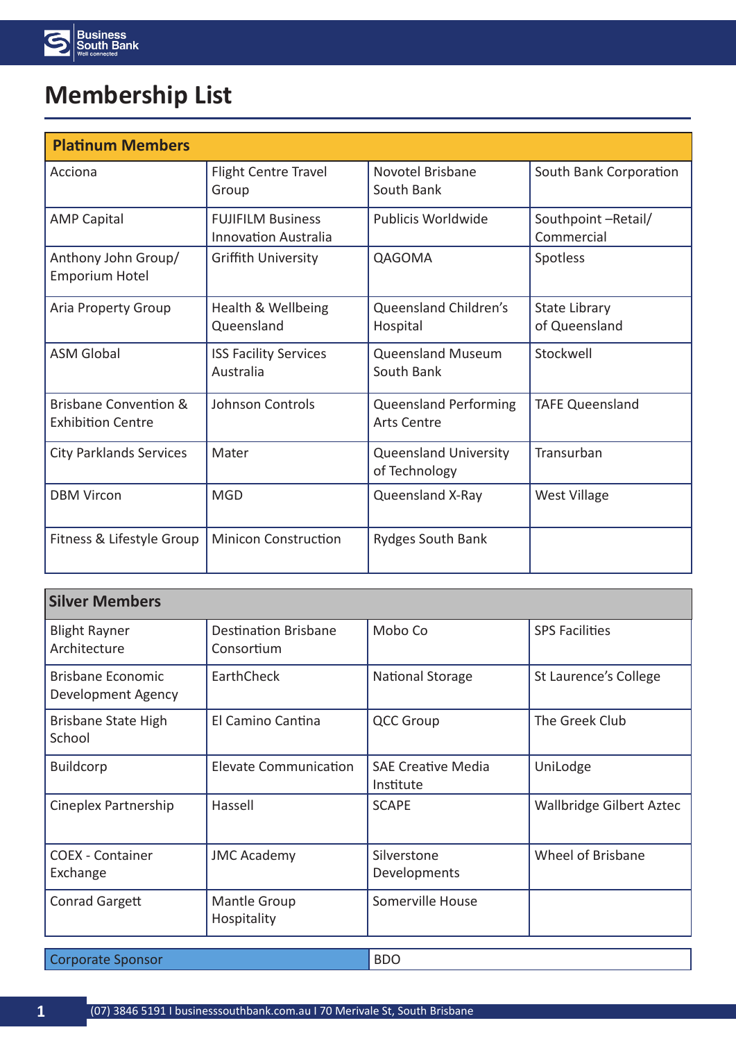# Membership List

| Platinum Members | | | |
|---|---|---|---|
| Acciona | Flight Centre Travel Group | Novotel Brisbane South Bank | South Bank Corporation |
| AMP Capital | FUJIFILM Business Innovation Australia | Publicis Worldwide | Southpoint –Retail/ Commercial |
| Anthony John Group/ Emporium Hotel | Griffith University | QAGOMA | Spotless |
| Aria Property Group | Health & Wellbeing Queensland | Queensland Children's Hospital | State Library of Queensland |
| ASM Global | ISS Facility Services Australia | Queensland Museum South Bank | Stockwell |
| Brisbane Convention & Exhibition Centre | Johnson Controls | Queensland Performing Arts Centre | TAFE Queensland |
| City Parklands Services | Mater | Queensland University of Technology | Transurban |
| DBM Vircon | MGD | Queensland X-Ray | West Village |
| Fitness & Lifestyle Group | Minicon Construction | Rydges South Bank | |

| Silver Members | | | |
|---|---|---|---|
| Blight Rayner Architecture | Destination Brisbane Consortium | Mobo Co | SPS Facilities |
| Brisbane Economic Development Agency | EarthCheck | National Storage | St Laurence's College |
| Brisbane State High School | El Camino Cantina | QCC Group | The Greek Club |
| Buildcorp | Elevate Communication | SAE Creative Media Institute | UniLodge |
| Cineplex Partnership | Hassell | SCAPE | Wallbridge Gilbert Aztec |
| COEX - Container Exchange | JMC Academy | Silverstone Developments | Wheel of Brisbane |
| Conrad Gargett | Mantle Group Hospitality | Somerville House | |

| Corporate Sponsor | BDO |
|---|---|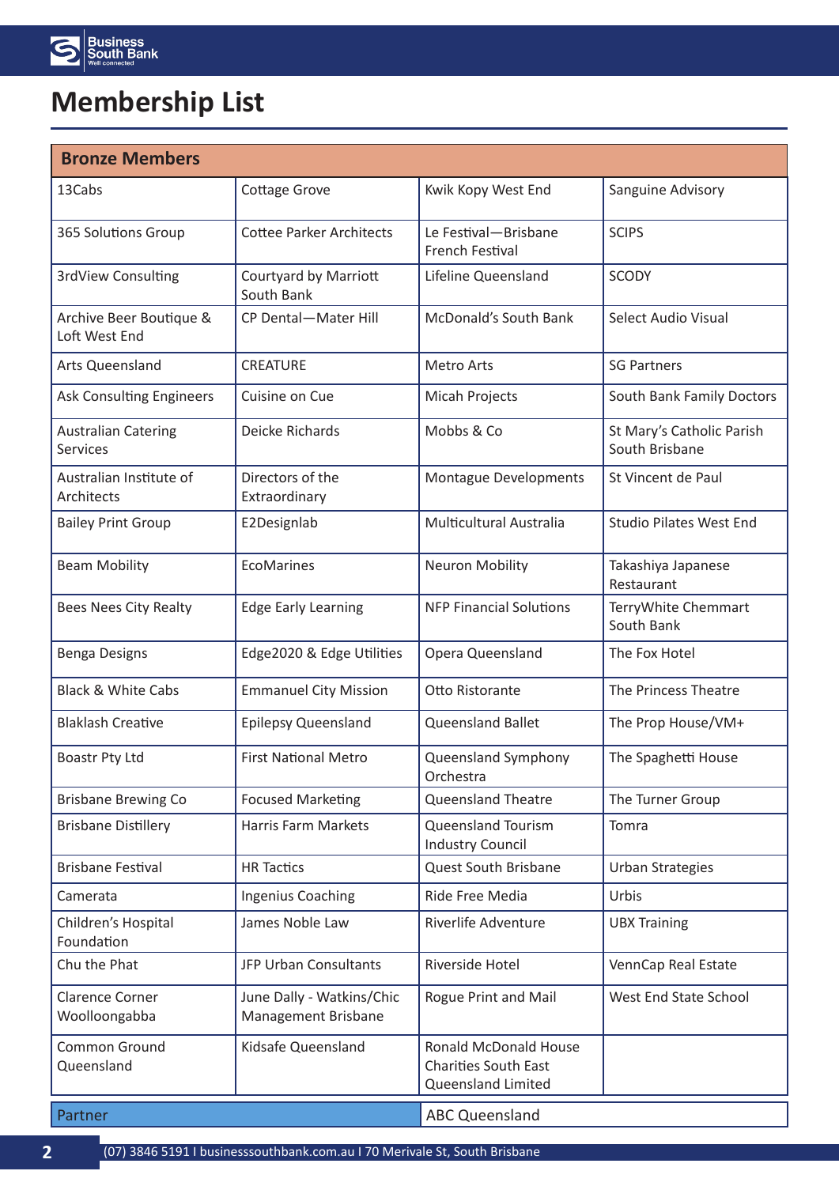# Membership List

| Bronze Members | | | |
|---|---|---|---|
| 13Cabs | Cottage Grove | Kwik Kopy West End | Sanguine Advisory |
| 365 Solutions Group | Cottee Parker Architects | Le Festival—Brisbane French Festival | SCIPS |
| 3rdView Consulting | Courtyard by Marriott South Bank | Lifeline Queensland | SCODY |
| Archive Beer Boutique & Loft West End | CP Dental—Mater Hill | McDonald's South Bank | Select Audio Visual |
| Arts Queensland | CREATURE | Metro Arts | SG Partners |
| Ask Consulting Engineers | Cuisine on Cue | Micah Projects | South Bank Family Doctors |
| Australian Catering Services | Deicke Richards | Mobbs & Co | St Mary's Catholic Parish South Brisbane |
| Australian Institute of Architects | Directors of the Extraordinary | Montague Developments | St Vincent de Paul |
| Bailey Print Group | E2Designlab | Multicultural Australia | Studio Pilates West End |
| Beam Mobility | EcoMarines | Neuron Mobility | Takashiya Japanese Restaurant |
| Bees Nees City Realty | Edge Early Learning | NFP Financial Solutions | TerryWhite Chemmart South Bank |
| Benga Designs | Edge2020 & Edge Utilities | Opera Queensland | The Fox Hotel |
| Black & White Cabs | Emmanuel City Mission | Otto Ristorante | The Princess Theatre |
| Blaklash Creative | Epilepsy Queensland | Queensland Ballet | The Prop House/VM+ |
| Boastr Pty Ltd | First National Metro | Queensland Symphony Orchestra | The Spaghetti House |
| Brisbane Brewing Co | Focused Marketing | Queensland Theatre | The Turner Group |
| Brisbane Distillery | Harris Farm Markets | Queensland Tourism Industry Council | Tomra |
| Brisbane Festival | HR Tactics | Quest South Brisbane | Urban Strategies |
| Camerata | Ingenius Coaching | Ride Free Media | Urbis |
| Children's Hospital Foundation | James Noble Law | Riverlife Adventure | UBX Training |
| Chu the Phat | JFP Urban Consultants | Riverside Hotel | VennCap Real Estate |
| Clarence Corner Woolloongabba | June Dally - Watkins/Chic Management Brisbane | Rogue Print and Mail | West End State School |
| Common Ground Queensland | Kidsafe Queensland | Ronald McDonald House Charities South East Queensland Limited | |

| Partner | ABC Queensland |
|---|---|

(07) 3846 5191 I businesssouthbank.com.au I 70 Merivale St, South Brisbane